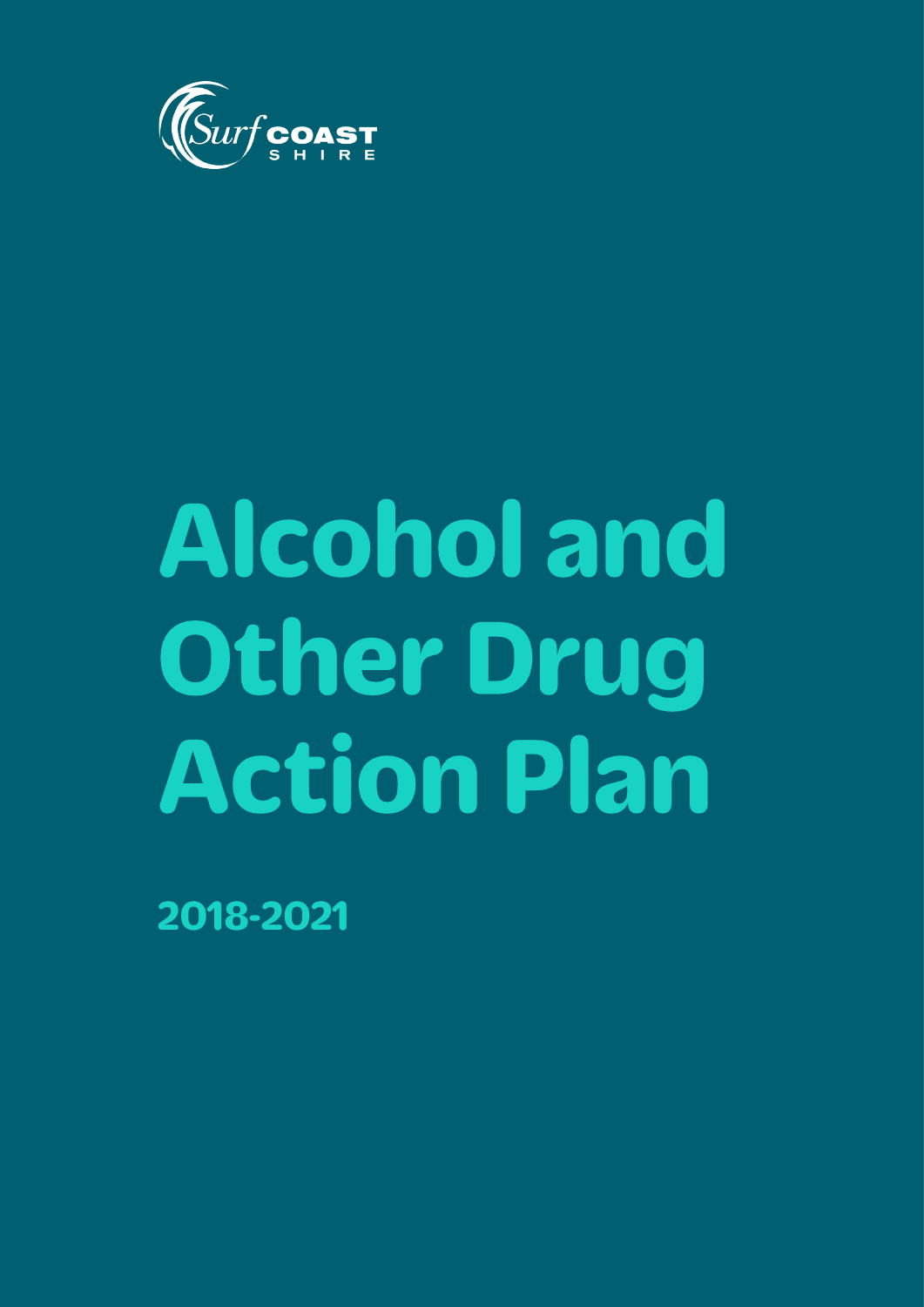Surf COAST SHIRE

# Alcohol and Other Drug Action Plan

## 2018-2021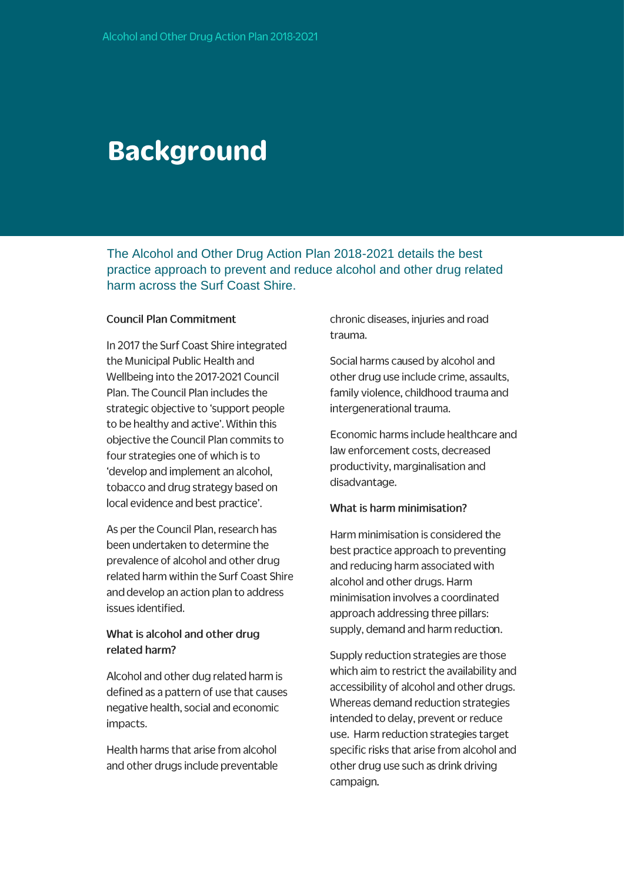# Background

The Alcohol and Other Drug Action Plan 2018-2021 details the best practice approach to prevent and reduce alcohol and other drug related harm across the Surf Coast Shire.

### Council Plan Commitment

In 2017 the Surf Coast Shire integrated the Municipal Public Health and Wellbeing into the 2017-2021 Council Plan. The Council Plan includes the strategic objective to 'support people to be healthy and active'. Within this objective the Council Plan commits to four strategies one of which is to 'develop and implement an alcohol, tobacco and drug strategy based on local evidence and best practice'.

As per the Council Plan, research has been undertaken to determine the prevalence of alcohol and other drug related harm within the Surf Coast Shire and develop an action plan to address issues identified.

### What is alcohol and other drug related harm?

Alcohol and other dug related harm is defined as a pattern of use that causes negative health, social and economic impacts.

Health harms that arise from alcohol and other drugs include preventable chronic diseases, injuries and road trauma.

Social harms caused by alcohol and other drug use include crime, assaults, family violence, childhood trauma and intergenerational trauma.

Economic harms include healthcare and law enforcement costs, decreased productivity, marginalisation and disadvantage.

### What is harm minimisation?

Harm minimisation is considered the best practice approach to preventing and reducing harm associated with alcohol and other drugs. Harm minimisation involves a coordinated approach addressing three pillars: supply, demand and harm reduction.

Supply reduction strategies are those which aim to restrict the availability and accessibility of alcohol and other drugs. Whereas demand reduction strategies intended to delay, prevent or reduce use. Harm reduction strategies target specific risks that arise from alcohol and other drug use such as drink driving campaign.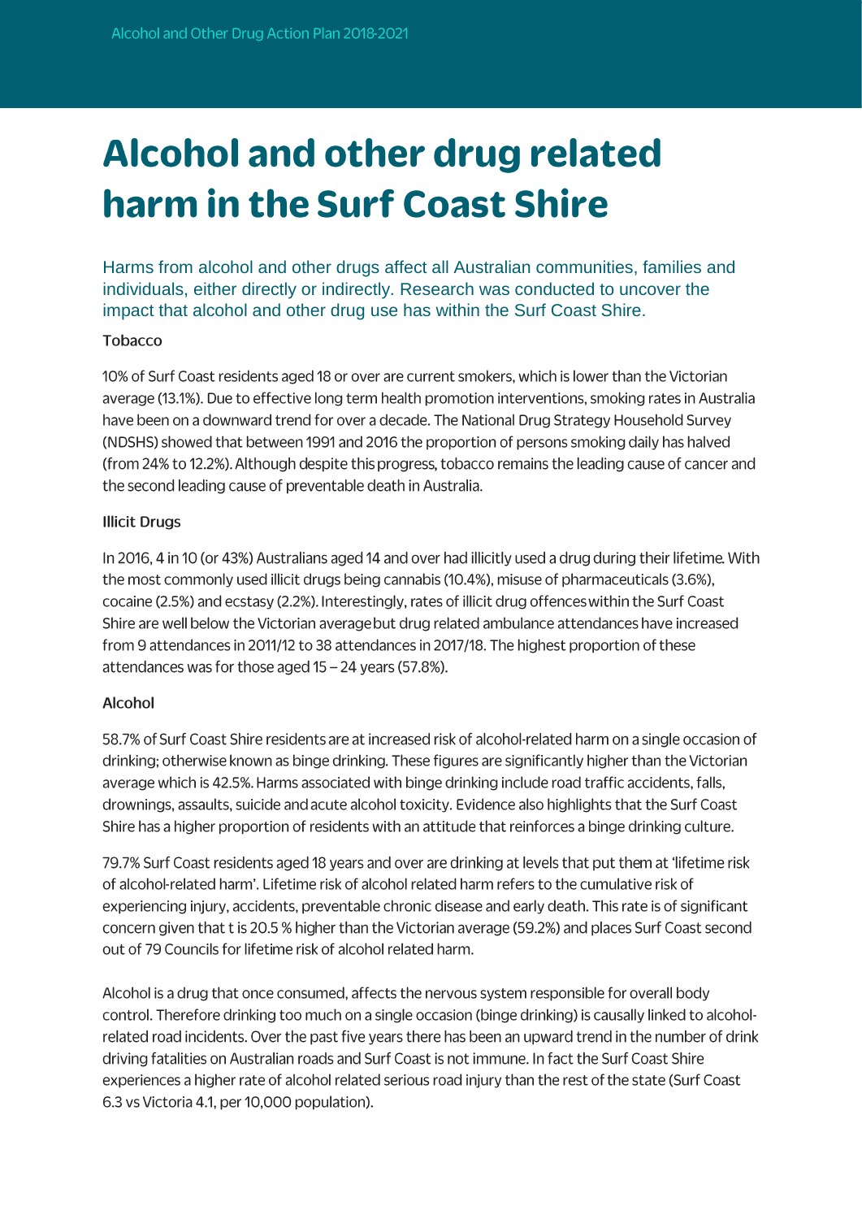# Alcohol and other drug related harm in the Surf Coast Shire

Harms from alcohol and other drugs affect all Australian communities, families and individuals, either directly or indirectly. Research was conducted to uncover the impact that alcohol and other drug use has within the Surf Coast Shire.

### Tobacco

10% of Surf Coast residents aged 18 or over are current smokers, which is lower than the Victorian average (13.1%). Due to effective long term health promotion interventions, smoking rates in Australia have been on a downward trend for over a decade. The National Drug Strategy Household Survey (NDSHS) showed that between 1991 and 2016 the proportion of persons smoking daily has halved (from 24% to 12.2%). Although despite this progress, tobacco remains the leading cause of cancer and the second leading cause of preventable death in Australia.

### Illicit Drugs

In 2016, 4 in 10 (or 43%) Australians aged 14 and over had illicitly used a drug during their lifetime. With the most commonly used illicit drugs being cannabis (10.4%), misuse of pharmaceuticals (3.6%), cocaine (2.5%) and ecstasy (2.2%). Interestingly, rates of illicit drug offences within the Surf Coast Shire are well below the Victorian average but drug related ambulance attendances have increased from 9 attendances in 2011/12 to 38 attendances in 2017/18. The highest proportion of these attendances was for those aged 15 – 24 years (57.8%).

### Alcohol

58.7% of Surf Coast Shire residents are at increased risk of alcohol-related harm on a single occasion of drinking; otherwise known as binge drinking. These figures are significantly higher than the Victorian average which is 42.5%. Harms associated with binge drinking include road traffic accidents, falls, drownings, assaults, suicide and acute alcohol toxicity. Evidence also highlights that the Surf Coast Shire has a higher proportion of residents with an attitude that reinforces a binge drinking culture.

79.7% Surf Coast residents aged 18 years and over are drinking at levels that put them at 'lifetime risk of alcohol-related harm'. Lifetime risk of alcohol related harm refers to the cumulative risk of experiencing injury, accidents, preventable chronic disease and early death. This rate is of significant concern given that t is 20.5 % higher than the Victorian average (59.2%) and places Surf Coast second out of 79 Councils for lifetime risk of alcohol related harm.

Alcohol is a drug that once consumed, affects the nervous system responsible for overall body control. Therefore drinking too much on a single occasion (binge drinking) is causally linked to alcohol-related road incidents. Over the past five years there has been an upward trend in the number of drink driving fatalities on Australian roads and Surf Coast is not immune. In fact the Surf Coast Shire experiences a higher rate of alcohol related serious road injury than the rest of the state (Surf Coast 6.3 vs Victoria 4.1, per 10,000 population).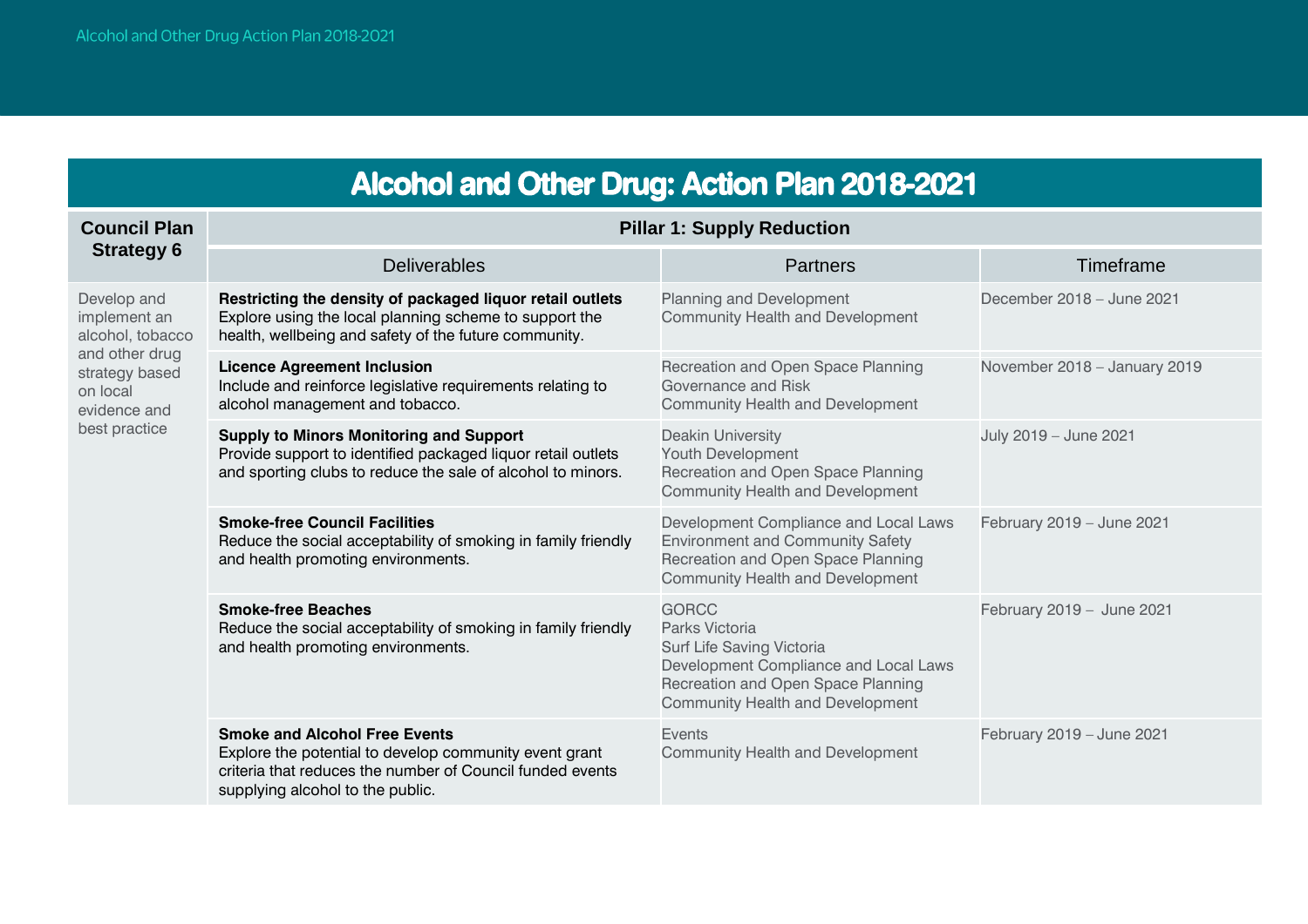# Alcohol and Other Drug: Action Plan 2018-2021

| Council Plan Strategy 6 | Pillar 1: Supply Reduction | | |
|---|---|---|---|
| | Deliverables | Partners | Timeframe |
| Develop and implement an alcohol, tobacco and other drug strategy based on local evidence and best practice | **Restricting the density of packaged liquor retail outlets**<br>Explore using the local planning scheme to support the health, wellbeing and safety of the future community. | Planning and Development<br>Community Health and Development | December 2018 – June 2021 |
| | **Licence Agreement Inclusion**<br>Include and reinforce legislative requirements relating to alcohol management and tobacco. | Recreation and Open Space Planning<br>Governance and Risk<br>Community Health and Development | November 2018 – January 2019 |
| | **Supply to Minors Monitoring and Support**<br>Provide support to identified packaged liquor retail outlets and sporting clubs to reduce the sale of alcohol to minors. | Deakin University<br>Youth Development<br>Recreation and Open Space Planning<br>Community Health and Development | July 2019 – June 2021 |
| | **Smoke-free Council Facilities**<br>Reduce the social acceptability of smoking in family friendly and health promoting environments. | Development Compliance and Local Laws<br>Environment and Community Safety<br>Recreation and Open Space Planning<br>Community Health and Development | February 2019 – June 2021 |
| | **Smoke-free Beaches**<br>Reduce the social acceptability of smoking in family friendly and health promoting environments. | GORCC<br>Parks Victoria<br>Surf Life Saving Victoria<br>Development Compliance and Local Laws<br>Recreation and Open Space Planning<br>Community Health and Development | February 2019 – June 2021 |
| | **Smoke and Alcohol Free Events**<br>Explore the potential to develop community event grant criteria that reduces the number of Council funded events supplying alcohol to the public. | Events<br>Community Health and Development | February 2019 – June 2021 |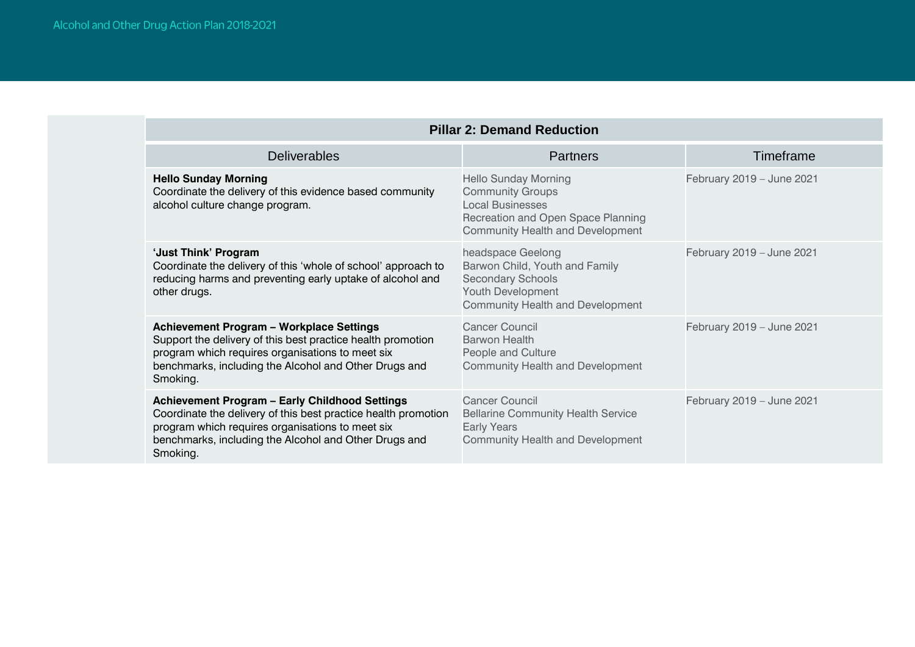| Pillar 2: Demand Reduction | | |
|---|---|---|
| Deliverables | Partners | Timeframe |
| **Hello Sunday Morning**<br>Coordinate the delivery of this evidence based community alcohol culture change program. | Hello Sunday Morning<br>Community Groups<br>Local Businesses<br>Recreation and Open Space Planning<br>Community Health and Development | February 2019 – June 2021 |
| **'Just Think' Program**<br>Coordinate the delivery of this 'whole of school' approach to reducing harms and preventing early uptake of alcohol and other drugs. | headspace Geelong<br>Barwon Child, Youth and Family<br>Secondary Schools<br>Youth Development<br>Community Health and Development | February 2019 – June 2021 |
| **Achievement Program – Workplace Settings**<br>Support the delivery of this best practice health promotion program which requires organisations to meet six benchmarks, including the Alcohol and Other Drugs and Smoking. | Cancer Council<br>Barwon Health<br>People and Culture<br>Community Health and Development | February 2019 – June 2021 |
| **Achievement Program – Early Childhood Settings**<br>Coordinate the delivery of this best practice health promotion program which requires organisations to meet six benchmarks, including the Alcohol and Other Drugs and Smoking. | Cancer Council<br>Bellarine Community Health Service<br>Early Years<br>Community Health and Development | February 2019 – June 2021 |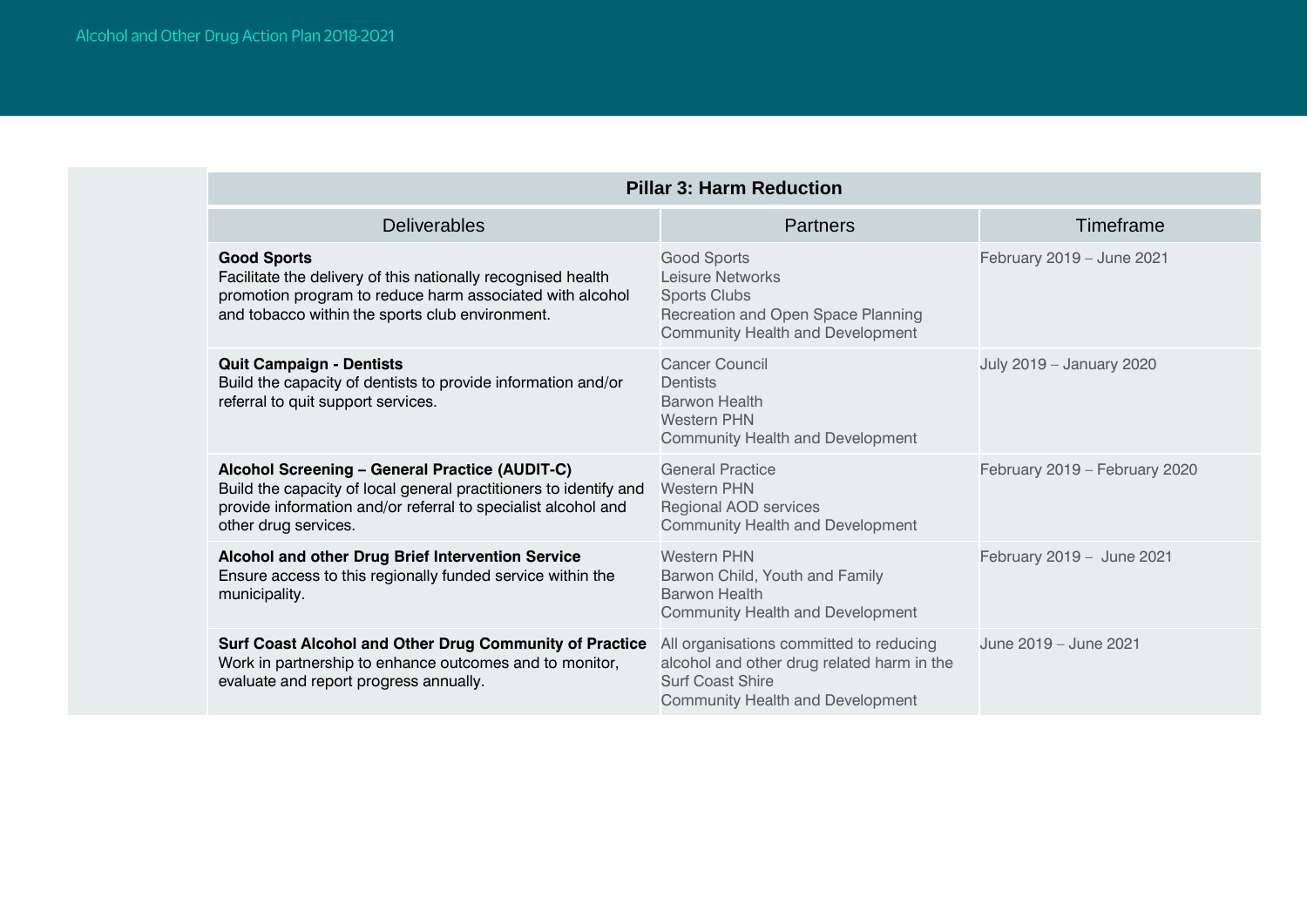| Pillar 3: Harm Reduction | | |
|---|---|---|
| Deliverables | Partners | Timeframe |
| **Good Sports**<br>Facilitate the delivery of this nationally recognised health promotion program to reduce harm associated with alcohol and tobacco within the sports club environment. | Good Sports<br>Leisure Networks<br>Sports Clubs<br>Recreation and Open Space Planning<br>Community Health and Development | February 2019 – June 2021 |
| **Quit Campaign - Dentists**<br>Build the capacity of dentists to provide information and/or referral to quit support services. | Cancer Council<br>Dentists<br>Barwon Health<br>Western PHN<br>Community Health and Development | July 2019 – January 2020 |
| **Alcohol Screening – General Practice (AUDIT-C)**<br>Build the capacity of local general practitioners to identify and provide information and/or referral to specialist alcohol and other drug services. | General Practice<br>Western PHN<br>Regional AOD services<br>Community Health and Development | February 2019 – February 2020 |
| **Alcohol and other Drug Brief Intervention Service**<br>Ensure access to this regionally funded service within the municipality. | Western PHN<br>Barwon Child, Youth and Family<br>Barwon Health<br>Community Health and Development | February 2019 – June 2021 |
| **Surf Coast Alcohol and Other Drug Community of Practice**<br>Work in partnership to enhance outcomes and to monitor, evaluate and report progress annually. | All organisations committed to reducing alcohol and other drug related harm in the Surf Coast Shire<br>Community Health and Development | June 2019 – June 2021 |